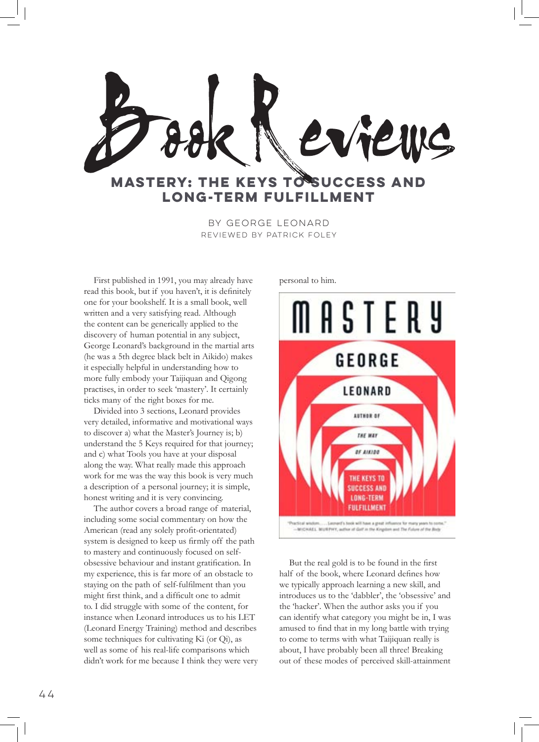# Book Reviews

## MASTERY: THE KEYS TO SUCCESS AND LONG-TERM FULFILLMENT

BY GEORGE LEONARD

REVIEWED BY PATRICK FOLEY

First published in 1991, you may already have read this book, but if you haven't, it is definitely one for your bookshelf. It is a small book, well written and a very satisfying read. Although the content can be generically applied to the discovery of human potential in any subject, George Leonard's background in the martial arts (he was a 5th degree black belt in Aikido) makes it especially helpful in understanding how to more fully embody your Taijiquan and Qigong practises, in order to seek 'mastery'. It certainly ticks many of the right boxes for me.

Divided into 3 sections, Leonard provides very detailed, informative and motivational ways to discover a) what the Master's Journey is; b) understand the 5 Keys required for that journey; and c) what Tools you have at your disposal along the way. What really made this approach work for me was the way this book is very much a description of a personal journey; it is simple, honest writing and it is very convincing.

The author covers a broad range of material, including some social commentary on how the American (read any solely profit-orientated) system is designed to keep us firmly off the path to mastery and continuously focused on self-obsessive behaviour and instant gratification. In my experience, this is far more of an obstacle to staying on the path of self-fulfilment than you might first think, and a difficult one to admit to. I did struggle with some of the content, for instance when Leonard introduces us to his LET (Leonard Energy Training) method and describes some techniques for cultivating Ki (or Qi), as well as some of his real-life comparisons which didn't work for me because I think they were very personal to him.

But the real gold is to be found in the first half of the book, where Leonard defines how we typically approach learning a new skill, and introduces us to the 'dabbler', the 'obsessive' and the 'hacker'. When the author asks you if you can identify what category you might be in, I was amused to find that in my long battle with trying to come to terms with what Taijiquan really is about, I have probably been all three! Breaking out of these modes of perceived skill-attainment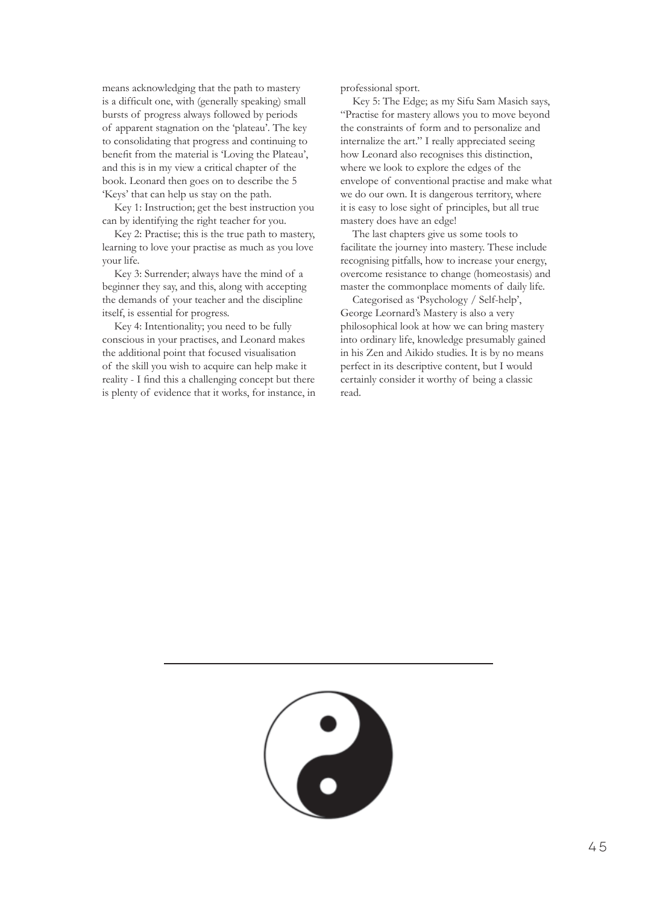means acknowledging that the path to mastery is a difficult one, with (generally speaking) small bursts of progress always followed by periods of apparent stagnation on the 'plateau'. The key to consolidating that progress and continuing to benefit from the material is 'Loving the Plateau', and this is in my view a critical chapter of the book. Leonard then goes on to describe the 5 'Keys' that can help us stay on the path.

Key 1: Instruction; get the best instruction you can by identifying the right teacher for you.

Key 2: Practise; this is the true path to mastery, learning to love your practise as much as you love your life.

Key 3: Surrender; always have the mind of a beginner they say, and this, along with accepting the demands of your teacher and the discipline itself, is essential for progress.

Key 4: Intentionality; you need to be fully conscious in your practises, and Leonard makes the additional point that focused visualisation of the skill you wish to acquire can help make it reality - I find this a challenging concept but there is plenty of evidence that it works, for instance, in professional sport.

Key 5: The Edge; as my Sifu Sam Masich says, "Practise for mastery allows you to move beyond the constraints of form and to personalize and internalize the art." I really appreciated seeing how Leonard also recognises this distinction, where we look to explore the edges of the envelope of conventional practise and make what we do our own. It is dangerous territory, where it is easy to lose sight of principles, but all true mastery does have an edge!

The last chapters give us some tools to facilitate the journey into mastery. These include recognising pitfalls, how to increase your energy, overcome resistance to change (homeostasis) and master the commonplace moments of daily life.

Categorised as 'Psychology / Self-help', George Leornard's Mastery is also a very philosophical look at how we can bring mastery into ordinary life, knowledge presumably gained in his Zen and Aikido studies. It is by no means perfect in its descriptive content, but I would certainly consider it worthy of being a classic read.

---